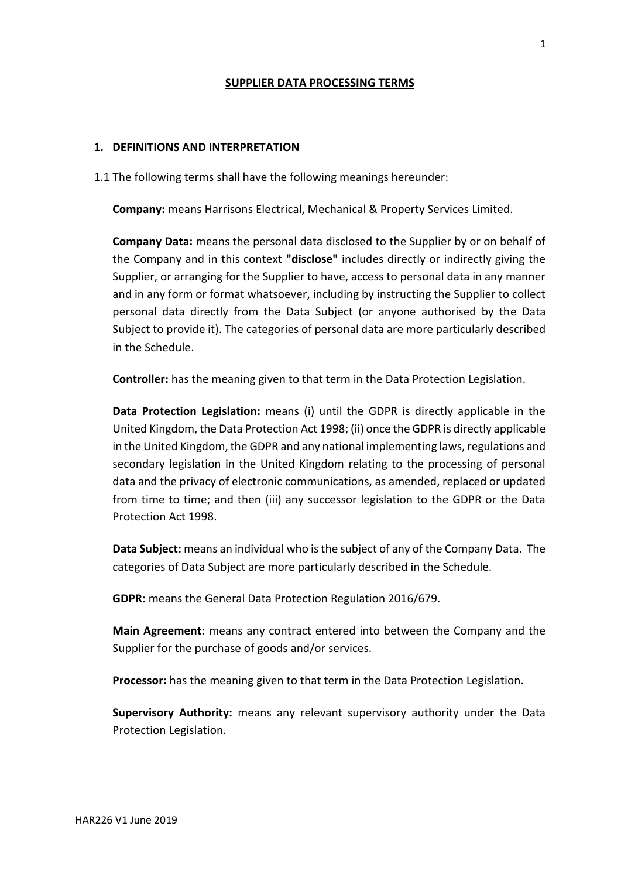# SUPPLIER DATA PROCESSING TERMS

## 1. DEFINITIONS AND INTERPRETATION

1.1 The following terms shall have the following meanings hereunder:

**Company:** means Harrisons Electrical, Mechanical & Property Services Limited.

**Company Data:** means the personal data disclosed to the Supplier by or on behalf of the Company and in this context **"disclose"** includes directly or indirectly giving the Supplier, or arranging for the Supplier to have, access to personal data in any manner and in any form or format whatsoever, including by instructing the Supplier to collect personal data directly from the Data Subject (or anyone authorised by the Data Subject to provide it). The categories of personal data are more particularly described in the Schedule.

**Controller:** has the meaning given to that term in the Data Protection Legislation.

**Data Protection Legislation:** means (i) until the GDPR is directly applicable in the United Kingdom, the Data Protection Act 1998; (ii) once the GDPR is directly applicable in the United Kingdom, the GDPR and any national implementing laws, regulations and secondary legislation in the United Kingdom relating to the processing of personal data and the privacy of electronic communications, as amended, replaced or updated from time to time; and then (iii) any successor legislation to the GDPR or the Data Protection Act 1998.

**Data Subject:** means an individual who is the subject of any of the Company Data. The categories of Data Subject are more particularly described in the Schedule.

**GDPR:** means the General Data Protection Regulation 2016/679.

**Main Agreement:** means any contract entered into between the Company and the Supplier for the purchase of goods and/or services.

**Processor:** has the meaning given to that term in the Data Protection Legislation.

**Supervisory Authority:** means any relevant supervisory authority under the Data Protection Legislation.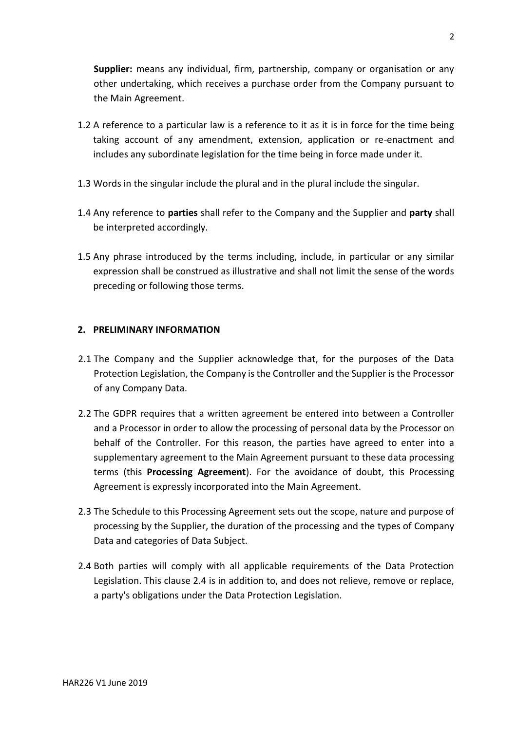**Supplier:** means any individual, firm, partnership, company or organisation or any other undertaking, which receives a purchase order from the Company pursuant to the Main Agreement.

1.2 A reference to a particular law is a reference to it as it is in force for the time being taking account of any amendment, extension, application or re-enactment and includes any subordinate legislation for the time being in force made under it.

1.3 Words in the singular include the plural and in the plural include the singular.

1.4 Any reference to **parties** shall refer to the Company and the Supplier and **party** shall be interpreted accordingly.

1.5 Any phrase introduced by the terms including, include, in particular or any similar expression shall be construed as illustrative and shall not limit the sense of the words preceding or following those terms.

## 2. PRELIMINARY INFORMATION

2.1 The Company and the Supplier acknowledge that, for the purposes of the Data Protection Legislation, the Company is the Controller and the Supplier is the Processor of any Company Data.

2.2 The GDPR requires that a written agreement be entered into between a Controller and a Processor in order to allow the processing of personal data by the Processor on behalf of the Controller. For this reason, the parties have agreed to enter into a supplementary agreement to the Main Agreement pursuant to these data processing terms (this **Processing Agreement**). For the avoidance of doubt, this Processing Agreement is expressly incorporated into the Main Agreement.

2.3 The Schedule to this Processing Agreement sets out the scope, nature and purpose of processing by the Supplier, the duration of the processing and the types of Company Data and categories of Data Subject.

2.4 Both parties will comply with all applicable requirements of the Data Protection Legislation. This clause 2.4 is in addition to, and does not relieve, remove or replace, a party's obligations under the Data Protection Legislation.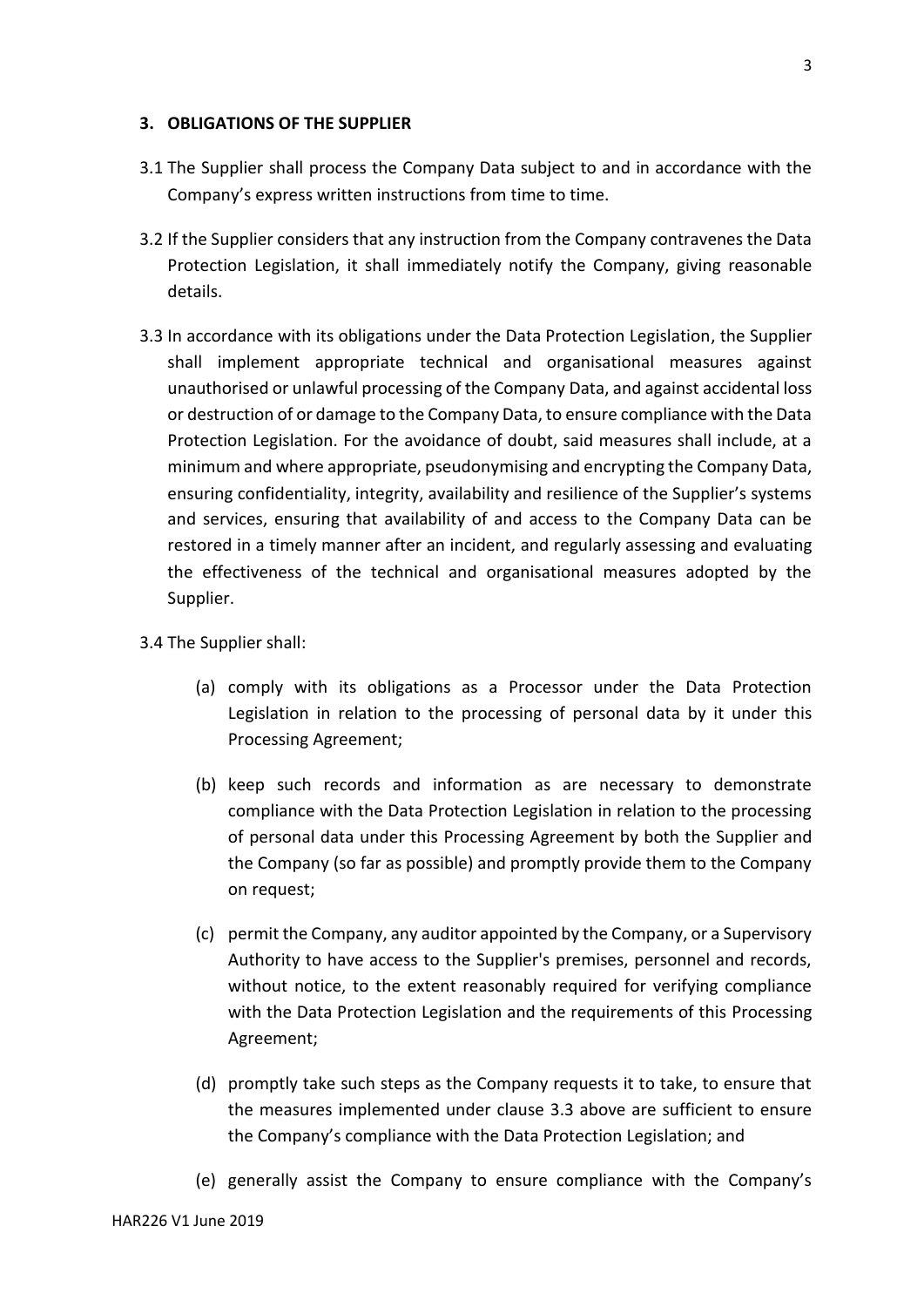## 3. OBLIGATIONS OF THE SUPPLIER

3.1 The Supplier shall process the Company Data subject to and in accordance with the Company's express written instructions from time to time.

3.2 If the Supplier considers that any instruction from the Company contravenes the Data Protection Legislation, it shall immediately notify the Company, giving reasonable details.

3.3 In accordance with its obligations under the Data Protection Legislation, the Supplier shall implement appropriate technical and organisational measures against unauthorised or unlawful processing of the Company Data, and against accidental loss or destruction of or damage to the Company Data, to ensure compliance with the Data Protection Legislation. For the avoidance of doubt, said measures shall include, at a minimum and where appropriate, pseudonymising and encrypting the Company Data, ensuring confidentiality, integrity, availability and resilience of the Supplier's systems and services, ensuring that availability of and access to the Company Data can be restored in a timely manner after an incident, and regularly assessing and evaluating the effectiveness of the technical and organisational measures adopted by the Supplier.

3.4 The Supplier shall:

(a) comply with its obligations as a Processor under the Data Protection Legislation in relation to the processing of personal data by it under this Processing Agreement;

(b) keep such records and information as are necessary to demonstrate compliance with the Data Protection Legislation in relation to the processing of personal data under this Processing Agreement by both the Supplier and the Company (so far as possible) and promptly provide them to the Company on request;

(c) permit the Company, any auditor appointed by the Company, or a Supervisory Authority to have access to the Supplier's premises, personnel and records, without notice, to the extent reasonably required for verifying compliance with the Data Protection Legislation and the requirements of this Processing Agreement;

(d) promptly take such steps as the Company requests it to take, to ensure that the measures implemented under clause 3.3 above are sufficient to ensure the Company's compliance with the Data Protection Legislation; and

(e) generally assist the Company to ensure compliance with the Company's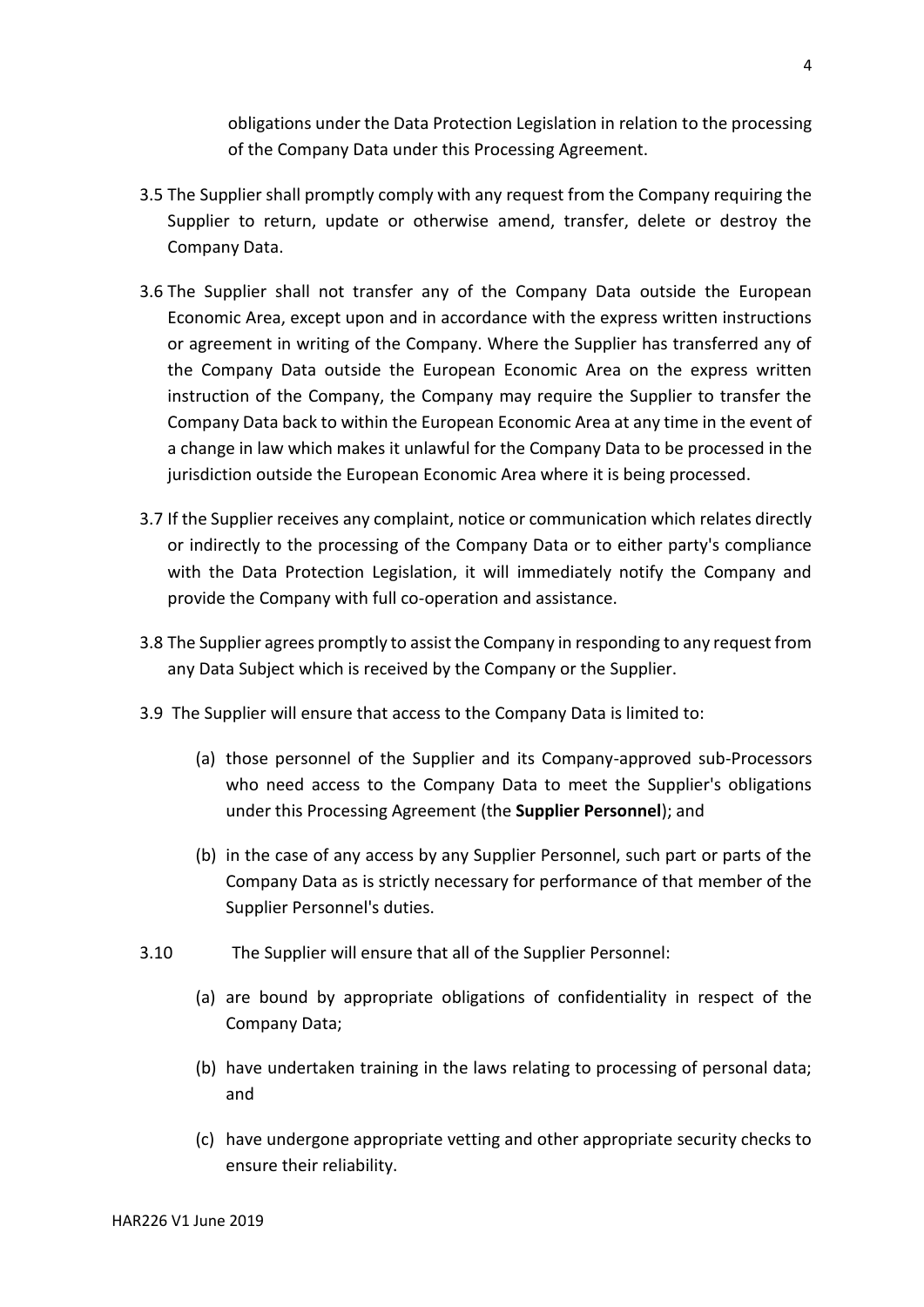obligations under the Data Protection Legislation in relation to the processing of the Company Data under this Processing Agreement.

3.5 The Supplier shall promptly comply with any request from the Company requiring the Supplier to return, update or otherwise amend, transfer, delete or destroy the Company Data.

3.6 The Supplier shall not transfer any of the Company Data outside the European Economic Area, except upon and in accordance with the express written instructions or agreement in writing of the Company. Where the Supplier has transferred any of the Company Data outside the European Economic Area on the express written instruction of the Company, the Company may require the Supplier to transfer the Company Data back to within the European Economic Area at any time in the event of a change in law which makes it unlawful for the Company Data to be processed in the jurisdiction outside the European Economic Area where it is being processed.

3.7 If the Supplier receives any complaint, notice or communication which relates directly or indirectly to the processing of the Company Data or to either party's compliance with the Data Protection Legislation, it will immediately notify the Company and provide the Company with full co-operation and assistance.

3.8 The Supplier agrees promptly to assist the Company in responding to any request from any Data Subject which is received by the Company or the Supplier.

3.9 The Supplier will ensure that access to the Company Data is limited to:

(a) those personnel of the Supplier and its Company-approved sub-Processors who need access to the Company Data to meet the Supplier's obligations under this Processing Agreement (the **Supplier Personnel**); and

(b) in the case of any access by any Supplier Personnel, such part or parts of the Company Data as is strictly necessary for performance of that member of the Supplier Personnel's duties.

3.10 The Supplier will ensure that all of the Supplier Personnel:

(a) are bound by appropriate obligations of confidentiality in respect of the Company Data;

(b) have undertaken training in the laws relating to processing of personal data; and

(c) have undergone appropriate vetting and other appropriate security checks to ensure their reliability.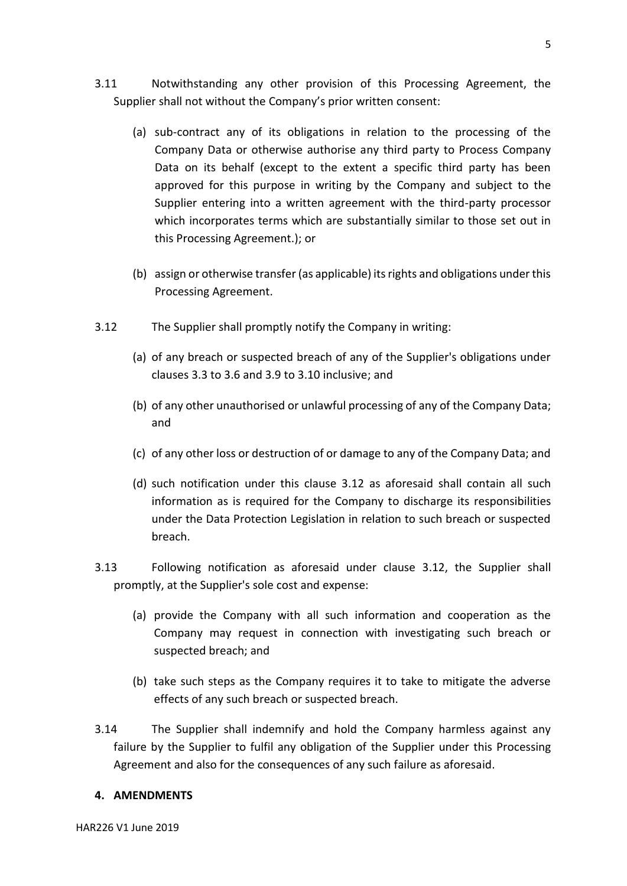3.11 Notwithstanding any other provision of this Processing Agreement, the Supplier shall not without the Company's prior written consent:

(a) sub-contract any of its obligations in relation to the processing of the Company Data or otherwise authorise any third party to Process Company Data on its behalf (except to the extent a specific third party has been approved for this purpose in writing by the Company and subject to the Supplier entering into a written agreement with the third-party processor which incorporates terms which are substantially similar to those set out in this Processing Agreement.); or

(b) assign or otherwise transfer (as applicable) its rights and obligations under this Processing Agreement.

3.12 The Supplier shall promptly notify the Company in writing:

(a) of any breach or suspected breach of any of the Supplier's obligations under clauses 3.3 to 3.6 and 3.9 to 3.10 inclusive; and

(b) of any other unauthorised or unlawful processing of any of the Company Data; and

(c) of any other loss or destruction of or damage to any of the Company Data; and

(d) such notification under this clause 3.12 as aforesaid shall contain all such information as is required for the Company to discharge its responsibilities under the Data Protection Legislation in relation to such breach or suspected breach.

3.13 Following notification as aforesaid under clause 3.12, the Supplier shall promptly, at the Supplier's sole cost and expense:

(a) provide the Company with all such information and cooperation as the Company may request in connection with investigating such breach or suspected breach; and

(b) take such steps as the Company requires it to take to mitigate the adverse effects of any such breach or suspected breach.

3.14 The Supplier shall indemnify and hold the Company harmless against any failure by the Supplier to fulfil any obligation of the Supplier under this Processing Agreement and also for the consequences of any such failure as aforesaid.

## 4. AMENDMENTS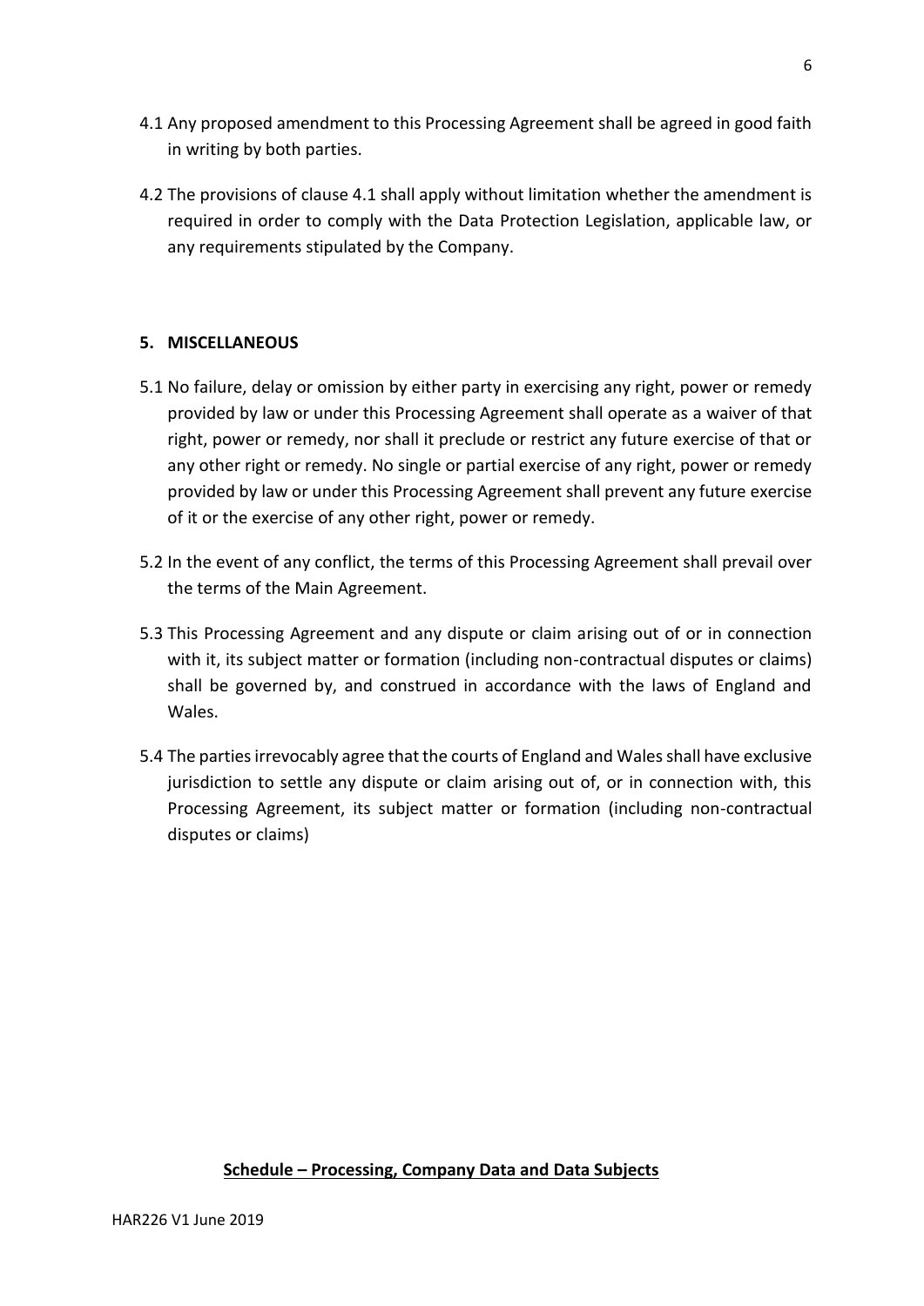4.1 Any proposed amendment to this Processing Agreement shall be agreed in good faith in writing by both parties.

4.2 The provisions of clause 4.1 shall apply without limitation whether the amendment is required in order to comply with the Data Protection Legislation, applicable law, or any requirements stipulated by the Company.

## 5. MISCELLANEOUS

5.1 No failure, delay or omission by either party in exercising any right, power or remedy provided by law or under this Processing Agreement shall operate as a waiver of that right, power or remedy, nor shall it preclude or restrict any future exercise of that or any other right or remedy. No single or partial exercise of any right, power or remedy provided by law or under this Processing Agreement shall prevent any future exercise of it or the exercise of any other right, power or remedy.

5.2 In the event of any conflict, the terms of this Processing Agreement shall prevail over the terms of the Main Agreement.

5.3 This Processing Agreement and any dispute or claim arising out of or in connection with it, its subject matter or formation (including non-contractual disputes or claims) shall be governed by, and construed in accordance with the laws of England and Wales.

5.4 The parties irrevocably agree that the courts of England and Wales shall have exclusive jurisdiction to settle any dispute or claim arising out of, or in connection with, this Processing Agreement, its subject matter or formation (including non-contractual disputes or claims)

**Schedule – Processing, Company Data and Data Subjects**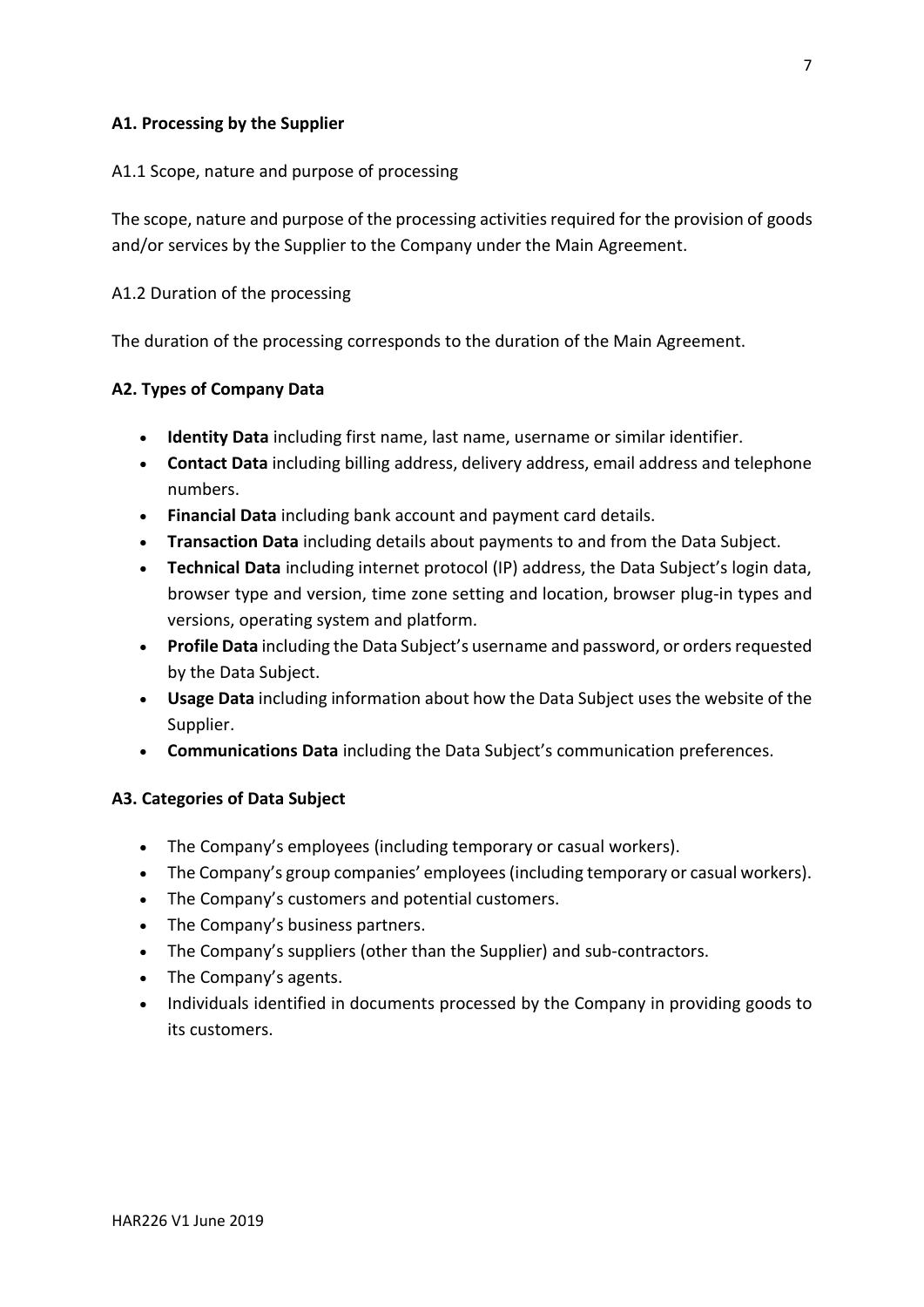**A1. Processing by the Supplier**

A1.1 Scope, nature and purpose of processing

The scope, nature and purpose of the processing activities required for the provision of goods and/or services by the Supplier to the Company under the Main Agreement.

A1.2 Duration of the processing

The duration of the processing corresponds to the duration of the Main Agreement.

**A2. Types of Company Data**

- **Identity Data** including first name, last name, username or similar identifier.
- **Contact Data** including billing address, delivery address, email address and telephone numbers.
- **Financial Data** including bank account and payment card details.
- **Transaction Data** including details about payments to and from the Data Subject.
- **Technical Data** including internet protocol (IP) address, the Data Subject's login data, browser type and version, time zone setting and location, browser plug-in types and versions, operating system and platform.
- **Profile Data** including the Data Subject's username and password, or orders requested by the Data Subject.
- **Usage Data** including information about how the Data Subject uses the website of the Supplier.
- **Communications Data** including the Data Subject's communication preferences.

**A3. Categories of Data Subject**

- The Company's employees (including temporary or casual workers).
- The Company's group companies' employees (including temporary or casual workers).
- The Company's customers and potential customers.
- The Company's business partners.
- The Company's suppliers (other than the Supplier) and sub-contractors.
- The Company's agents.
- Individuals identified in documents processed by the Company in providing goods to its customers.

HAR226 V1 June 2019